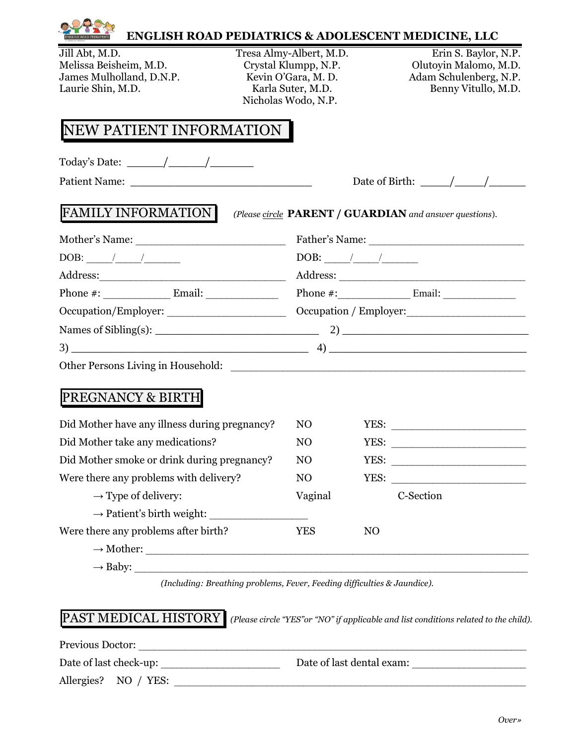# ENGLISH ROAD PEDIATRICS & ADOLESCENT MEDICINE, LLC

Jill Abt, M.D.
Melissa Beisheim, M.D.
James Mulholland, D.N.P.
Laurie Shin, M.D.

Tresa Almy-Albert, M.D.
Crystal Klumpp, N.P.
Kevin O'Gara, M. D.
Karla Suter, M.D.
Nicholas Wodo, N.P.

Erin S. Baylor, N.P.
Olutoyin Malomo, M.D.
Adam Schulenberg, N.P.
Benny Vitullo, M.D.

## NEW PATIENT INFORMATION

Today's Date: ______/______/_______

Patient Name: ______________________________ Date of Birth: _____/_____/______

## FAMILY INFORMATION

*(Please circle* **PARENT / GUARDIAN** *and answer questions).*

Mother's Name: _________________________ Father's Name: _________________________

DOB: _____/_____/_______ DOB: _____/_____/_______

Address: ________________________________ Address: ________________________________

Phone #: ____________ Email: ____________ Phone #: ____________ Email: ____________

Occupation/Employer: ____________________ Occupation / Employer: ____________________

Names of Sibling(s): ___________________________ 2) ______________________________

3) _____________________________________ 4) ______________________________

Other Persons Living in Household: ______________________________________________

## PREGNANCY & BIRTH

Did Mother have any illness during pregnancy? NO YES: ______________________

Did Mother take any medications? NO YES: ______________________

Did Mother smoke or drink during pregnancy? NO YES: ______________________

Were there any problems with delivery? NO YES: ______________________

→ Type of delivery: Vaginal C-Section

→ Patient's birth weight: ________________

Were there any problems after birth? YES NO

→ Mother: _______________________________________________________________

→ Baby: _________________________________________________________________

*(Including: Breathing problems, Fever, Feeding difficulties & Jaundice).*

## PAST MEDICAL HISTORY

*(Please circle "YES" or "NO" if applicable and list conditions related to the child).*

Previous Doctor: _________________________________________________________________

Date of last check-up: ____________________ Date of last dental exam: ____________________

Allergies? NO / YES: ____________________________________________________________

*Over»*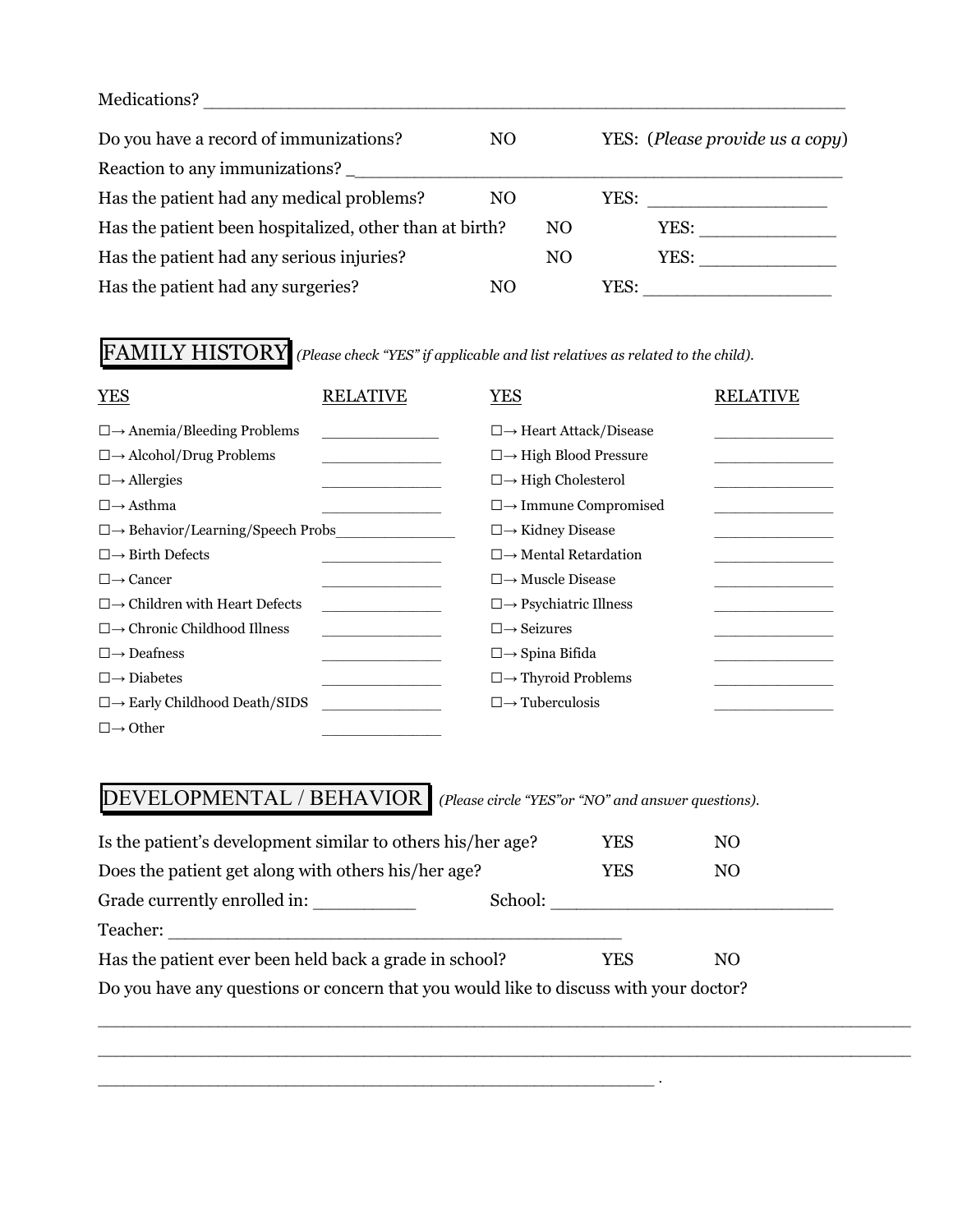Medications? ____________________________________________________________

Do you have a record of immunizations? NO YES: (*Please provide us a copy*)

Reaction to any immunizations? _______________________________________________

Has the patient had any medical problems? NO YES: _________________

Has the patient been hospitalized, other than at birth? NO YES: _____________

Has the patient had any serious injuries? NO YES: _____________

Has the patient had any surgeries? NO YES: _________________

## FAMILY HISTORY

*(Please check "YES" if applicable and list relatives as related to the child).*

| YES | RELATIVE | YES | RELATIVE |
|---|---|---|---|
| ☐→ Anemia/Bleeding Problems | _____________ | ☐→ Heart Attack/Disease | _____________ |
| ☐→ Alcohol/Drug Problems | _____________ | ☐→ High Blood Pressure | _____________ |
| ☐→ Allergies | _____________ | ☐→ High Cholesterol | _____________ |
| ☐→ Asthma | _____________ | ☐→ Immune Compromised | _____________ |
| ☐→ Behavior/Learning/Speech Probs | _____________ | ☐→ Kidney Disease | _____________ |
| ☐→ Birth Defects | _____________ | ☐→ Mental Retardation | _____________ |
| ☐→ Cancer | _____________ | ☐→ Muscle Disease | _____________ |
| ☐→ Children with Heart Defects | _____________ | ☐→ Psychiatric Illness | _____________ |
| ☐→ Chronic Childhood Illness | _____________ | ☐→ Seizures | _____________ |
| ☐→ Deafness | _____________ | ☐→ Spina Bifida | _____________ |
| ☐→ Diabetes | _____________ | ☐→ Thyroid Problems | _____________ |
| ☐→ Early Childhood Death/SIDS | _____________ | ☐→ Tuberculosis | _____________ |
| ☐→ Other | _____________ | | |

## DEVELOPMENTAL / BEHAVIOR

*(Please circle "YES"or "NO" and answer questions).*

Is the patient's development similar to others his/her age? YES NO

Does the patient get along with others his/her age? YES NO

Grade currently enrolled in: __________ School: ___________________________

Teacher: ____________________________________________

Has the patient ever been held back a grade in school? YES NO

Do you have any questions or concern that you would like to discuss with your doctor?

______________________________________________________________________________

______________________________________________________________________________

_____________________________________________________ .